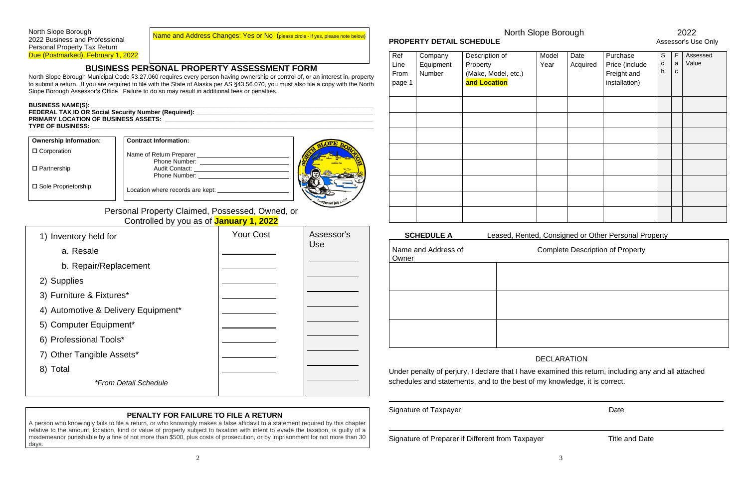North Slope Borough
2022 Business and Professional
Personal Property Tax Return
Due (Postmarked): February 1, 2022

Name and Address Changes: Yes or No (please circle - if yes, please note below)

## BUSINESS PERSONAL PROPERTY ASSESSMENT FORM

North Slope Borough Municipal Code §3.27.060 requires every person having ownership or control of, or an interest in, property to submit a return. If you are required to file with the State of Alaska per AS §43.56.070, you must also file a copy with the North Slope Borough Assessor's Office. Failure to do so may result in additional fees or penalties.

**BUSINESS NAME(S):** ______________________________
**FEDERAL TAX ID OR Social Security Number (Required):** ______________________________
**PRIMARY LOCATION OF BUSINESS ASSETS:** ______________________________
**TYPE OF BUSINESS:** ______________________________

**Ownership Information:**

- ☐ Corporation
- ☐ Partnership
- ☐ Sole Proprietorship

**Contract Information:**

Name of Return Preparer ______________________________
Phone Number: ______________________________
Audit Contact: ______________________________
Phone Number: ______________________________
Location where records are kept: ______________________________

Personal Property Claimed, Possessed, Owned, or Controlled by you as of **January 1, 2022**

| | Your Cost | Assessor's Use |
|---|---|---|
| 1) Inventory held for | | |
| a. Resale | | |
| b. Repair/Replacement | | |
| 2) Supplies | | |
| 3) Furniture & Fixtures* | | |
| 4) Automotive & Delivery Equipment* | | |
| 5) Computer Equipment* | | |
| 6) Professional Tools* | | |
| 7) Other Tangible Assets* | | |
| 8) Total | | |
| *\*From Detail Schedule* | | |

### PENALTY FOR FAILURE TO FILE A RETURN

A person who knowingly fails to file a return, or who knowingly makes a false affidavit to a statement required by this chapter relative to the amount, location, kind or value of property subject to taxation with intent to evade the taxation, is guilty of a misdemeanor punishable by a fine of not more than $500, plus costs of prosecution, or by imprisonment for not more than 30 days.

North Slope Borough 2022

**PROPERTY DETAIL SCHEDULE** Assessor's Use Only

| Ref Line From page 1 | Company Equipment Number | Description of Property (Make, Model, etc.) **and Location** | Model Year | Date Acquired | Purchase Price (include Freight and installation) | Sch. | Fac | Assessed Value |
|---|---|---|---|---|---|---|---|---|
| | | | | | | | | |
| | | | | | | | | |
| | | | | | | | | |
| | | | | | | | | |
| | | | | | | | | |
| | | | | | | | | |
| | | | | | | | | |
| | | | | | | | | |

**SCHEDULE A** Leased, Rented, Consigned or Other Personal Property

| Name and Address of Owner | Complete Description of Property |
|---|---|
| | |
| | |
| | |

DECLARATION

Under penalty of perjury, I declare that I have examined this return, including any and all attached schedules and statements, and to the best of my knowledge, it is correct.

______________________________
Signature of Taxpayer Date

______________________________
Signature of Preparer if Different from Taxpayer Title and Date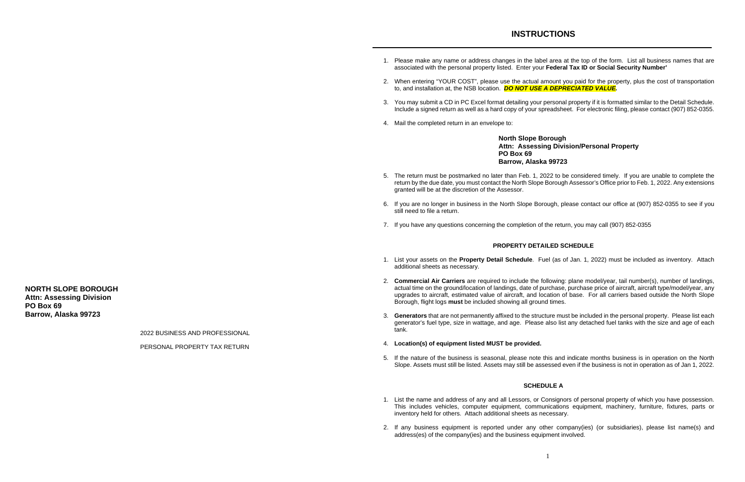**NORTH SLOPE BOROUGH**
**Attn: Assessing Division**
**PO Box 69**
**Barrow, Alaska 99723**

2022 BUSINESS AND PROFESSIONAL

PERSONAL PROPERTY TAX RETURN

# INSTRUCTIONS

1. Please make any name or address changes in the label area at the top of the form. List all business names that are associated with the personal property listed. Enter your **Federal Tax ID or Social Security Number'**
2. When entering "YOUR COST", please use the actual amount you paid for the property, plus the cost of transportation to, and installation at, the NSB location. ***DO NOT USE A DEPRECIATED VALUE.***
3. You may submit a CD in PC Excel format detailing your personal property if it is formatted similar to the Detail Schedule. Include a signed return as well as a hard copy of your spreadsheet. For electronic filing, please contact (907) 852-0355.
4. Mail the completed return in an envelope to:

   **North Slope Borough**
   **Attn: Assessing Division/Personal Property**
   **PO Box 69**
   **Barrow, Alaska 99723**

5. The return must be postmarked no later than Feb. 1, 2022 to be considered timely. If you are unable to complete the return by the due date, you must contact the North Slope Borough Assessor's Office prior to Feb. 1, 2022. Any extensions granted will be at the discretion of the Assessor.
6. If you are no longer in business in the North Slope Borough, please contact our office at (907) 852-0355 to see if you still need to file a return.
7. If you have any questions concerning the completion of the return, you may call (907) 852-0355

## PROPERTY DETAILED SCHEDULE

1. List your assets on the **Property Detail Schedule**. Fuel (as of Jan. 1, 2022) must be included as inventory. Attach additional sheets as necessary.
2. **Commercial Air Carriers** are required to include the following: plane model/year, tail number(s), number of landings, actual time on the ground/location of landings, date of purchase, purchase price of aircraft, aircraft type/model/year, any upgrades to aircraft, estimated value of aircraft, and location of base. For all carriers based outside the North Slope Borough, flight logs **must** be included showing all ground times.
3. **Generators** that are not permanently affixed to the structure must be included in the personal property. Please list each generator's fuel type, size in wattage, and age. Please also list any detached fuel tanks with the size and age of each tank.
4. **Location(s) of equipment listed MUST be provided.**
5. If the nature of the business is seasonal, please note this and indicate months business is in operation on the North Slope. Assets must still be listed. Assets may still be assessed even if the business is not in operation as of Jan 1, 2022.

## SCHEDULE A

1. List the name and address of any and all Lessors, or Consignors of personal property of which you have possession. This includes vehicles, computer equipment, communications equipment, machinery, furniture, fixtures, parts or inventory held for others. Attach additional sheets as necessary.
2. If any business equipment is reported under any other company(ies) (or subsidiaries), please list name(s) and address(es) of the company(ies) and the business equipment involved.